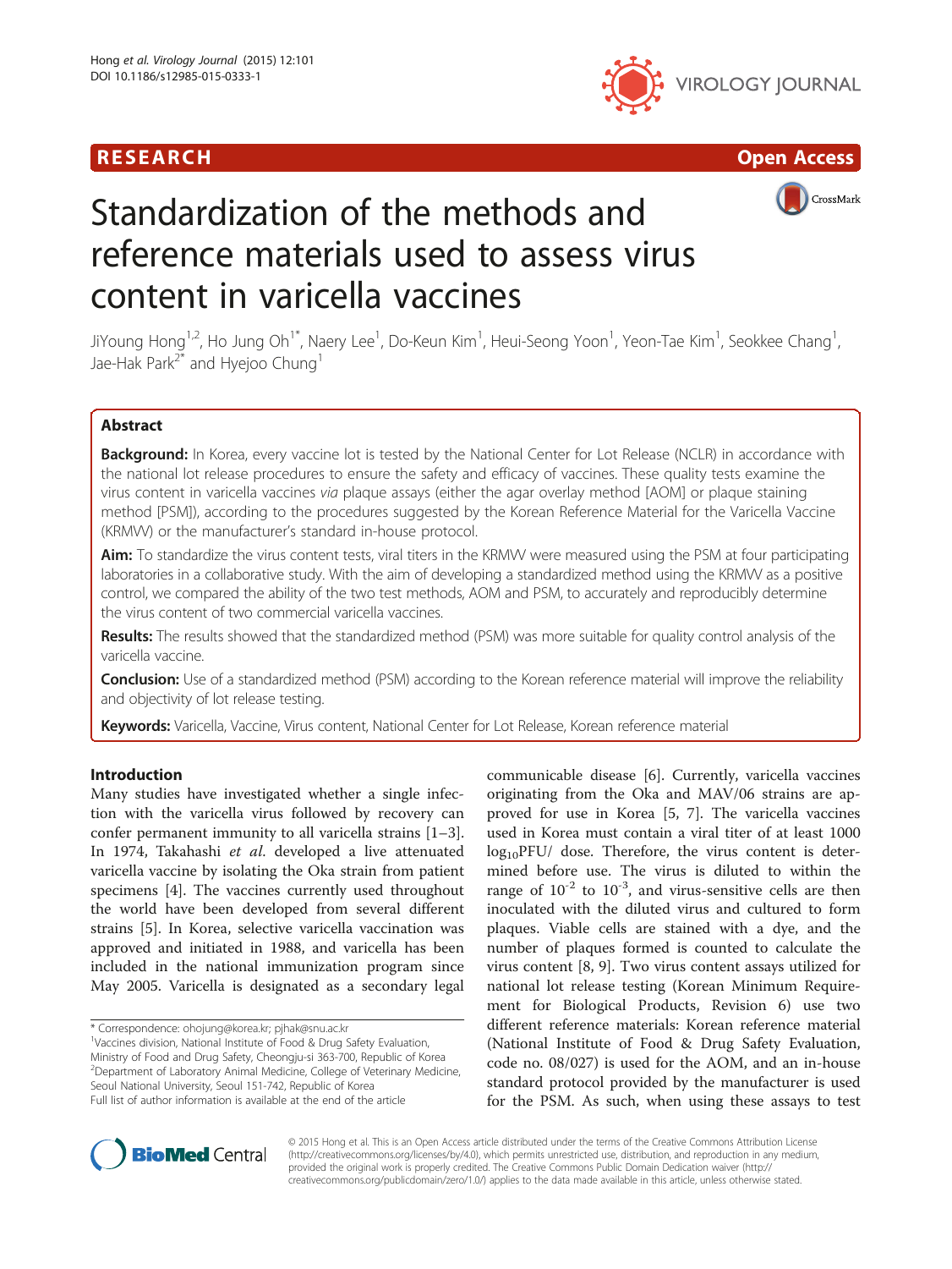RESEARCH Open Access

# Standardization of the methods and reference materials used to assess virus content in varicella vaccines

JiYoung Hong[1,2], Ho Jung Oh[1*], Naery Lee[1], Do-Keun Kim[1], Heui-Seong Yoon[1], Yeon-Tae Kim[1], Seokkee Chang[1], Jae-Hak Park[2*] and Hyejoo Chung[1]

## Abstract

**Background:** In Korea, every vaccine lot is tested by the National Center for Lot Release (NCLR) in accordance with the national lot release procedures to ensure the safety and efficacy of vaccines. These quality tests examine the virus content in varicella vaccines *via* plaque assays (either the agar overlay method [AOM] or plaque staining method [PSM]), according to the procedures suggested by the Korean Reference Material for the Varicella Vaccine (KRMVV) or the manufacturer's standard in-house protocol.

**Aim:** To standardize the virus content tests, viral titers in the KRMVV were measured using the PSM at four participating laboratories in a collaborative study. With the aim of developing a standardized method using the KRMVV as a positive control, we compared the ability of the two test methods, AOM and PSM, to accurately and reproducibly determine the virus content of two commercial varicella vaccines.

**Results:** The results showed that the standardized method (PSM) was more suitable for quality control analysis of the varicella vaccine.

**Conclusion:** Use of a standardized method (PSM) according to the Korean reference material will improve the reliability and objectivity of lot release testing.

**Keywords:** Varicella, Vaccine, Virus content, National Center for Lot Release, Korean reference material

## Introduction

Many studies have investigated whether a single infection with the varicella virus followed by recovery can confer permanent immunity to all varicella strains [1–3]. In 1974, Takahashi *et al*. developed a live attenuated varicella vaccine by isolating the Oka strain from patient specimens [4]. The vaccines currently used throughout the world have been developed from several different strains [5]. In Korea, selective varicella vaccination was approved and initiated in 1988, and varicella has been included in the national immunization program since May 2005. Varicella is designated as a secondary legal communicable disease [6]. Currently, varicella vaccines originating from the Oka and MAV/06 strains are approved for use in Korea [5, 7]. The varicella vaccines used in Korea must contain a viral titer of at least 1000 $\log_{10}$PFU/ dose. Therefore, the virus content is determined before use. The virus is diluted to within the range of $10^{-2}$ to $10^{-3}$, and virus-sensitive cells are then inoculated with the diluted virus and cultured to form plaques. Viable cells are stained with a dye, and the number of plaques formed is counted to calculate the virus content [8, 9]. Two virus content assays utilized for national lot release testing (Korean Minimum Requirement for Biological Products, Revision 6) use two different reference materials: Korean reference material (National Institute of Food & Drug Safety Evaluation, code no. 08/027) is used for the AOM, and an in-house standard protocol provided by the manufacturer is used for the PSM. As such, when using these assays to test

\* Correspondence: ohojung@korea.kr; pjhak@snu.ac.kr
[1]Vaccines division, National Institute of Food & Drug Safety Evaluation, Ministry of Food and Drug Safety, Cheongju-si 363-700, Republic of Korea
[2]Department of Laboratory Animal Medicine, College of Veterinary Medicine, Seoul National University, Seoul 151-742, Republic of Korea
Full list of author information is available at the end of the article

© 2015 Hong et al. This is an Open Access article distributed under the terms of the Creative Commons Attribution License (http://creativecommons.org/licenses/by/4.0), which permits unrestricted use, distribution, and reproduction in any medium, provided the original work is properly credited. The Creative Commons Public Domain Dedication waiver (http://creativecommons.org/publicdomain/zero/1.0/) applies to the data made available in this article, unless otherwise stated.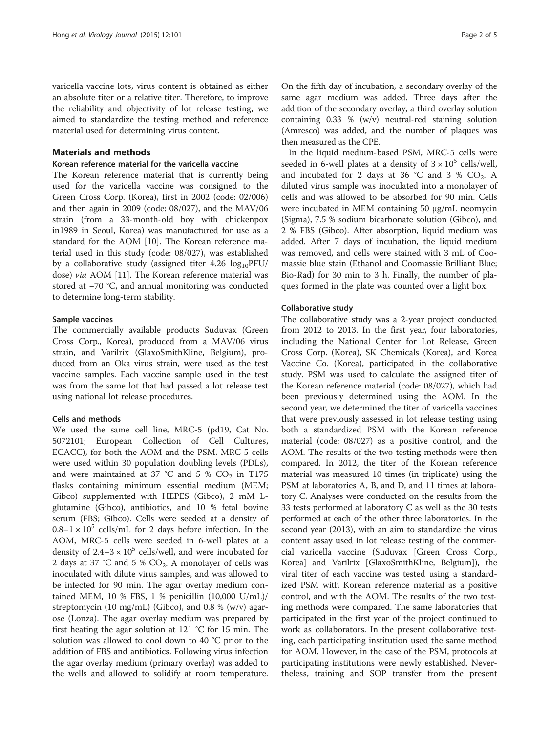varicella vaccine lots, virus content is obtained as either an absolute titer or a relative titer. Therefore, to improve the reliability and objectivity of lot release testing, we aimed to standardize the testing method and reference material used for determining virus content.

## Materials and methods

### Korean reference material for the varicella vaccine

The Korean reference material that is currently being used for the varicella vaccine was consigned to the Green Cross Corp. (Korea), first in 2002 (code: 02/006) and then again in 2009 (code: 08/027), and the MAV/06 strain (from a 33-month-old boy with chickenpox in1989 in Seoul, Korea) was manufactured for use as a standard for the AOM [10]. The Korean reference material used in this study (code: 08/027), was established by a collaborative study (assigned titer 4.26 $\log_{10}$PFU/dose) *via* AOM [11]. The Korean reference material was stored at −70 °C, and annual monitoring was conducted to determine long-term stability.

### Sample vaccines

The commercially available products Suduvax (Green Cross Corp., Korea), produced from a MAV/06 virus strain, and Varilrix (GlaxoSmithKline, Belgium), produced from an Oka virus strain, were used as the test vaccine samples. Each vaccine sample used in the test was from the same lot that had passed a lot release test using national lot release procedures.

### Cells and methods

We used the same cell line, MRC-5 (pd19, Cat No. 5072101; European Collection of Cell Cultures, ECACC), for both the AOM and the PSM. MRC-5 cells were used within 30 population doubling levels (PDLs), and were maintained at 37 °C and 5 % $CO_2$ in T175 flasks containing minimum essential medium (MEM; Gibco) supplemented with HEPES (Gibco), 2 mM L-glutamine (Gibco), antibiotics, and 10 % fetal bovine serum (FBS; Gibco). Cells were seeded at a density of $0.8–1 \times 10^5$ cells/mL for 2 days before infection. In the AOM, MRC-5 cells were seeded in 6-well plates at a density of $2.4–3 \times 10^5$ cells/well, and were incubated for 2 days at 37 °C and 5 % $CO_2$. A monolayer of cells was inoculated with dilute virus samples, and was allowed to be infected for 90 min. The agar overlay medium contained MEM, 10 % FBS, 1 % penicillin (10,000 U/mL)/ streptomycin (10 mg/mL) (Gibco), and 0.8 % (w/v) agarose (Lonza). The agar overlay medium was prepared by first heating the agar solution at 121 °C for 15 min. The solution was allowed to cool down to 40 °C prior to the addition of FBS and antibiotics. Following virus infection the agar overlay medium (primary overlay) was added to the wells and allowed to solidify at room temperature. On the fifth day of incubation, a secondary overlay of the same agar medium was added. Three days after the addition of the secondary overlay, a third overlay solution containing 0.33 % (w/v) neutral-red staining solution (Amresco) was added, and the number of plaques was then measured as the CPE.

In the liquid medium-based PSM, MRC-5 cells were seeded in 6-well plates at a density of $3 \times 10^5$ cells/well, and incubated for 2 days at 36 °C and 3 % $CO_2$. A diluted virus sample was inoculated into a monolayer of cells and was allowed to be absorbed for 90 min. Cells were incubated in MEM containing 50 μg/mL neomycin (Sigma), 7.5 % sodium bicarbonate solution (Gibco), and 2 % FBS (Gibco). After absorption, liquid medium was added. After 7 days of incubation, the liquid medium was removed, and cells were stained with 3 mL of Coomassie blue stain (Ethanol and Coomassie Brilliant Blue; Bio-Rad) for 30 min to 3 h. Finally, the number of plaques formed in the plate was counted over a light box.

### Collaborative study

The collaborative study was a 2-year project conducted from 2012 to 2013. In the first year, four laboratories, including the National Center for Lot Release, Green Cross Corp. (Korea), SK Chemicals (Korea), and Korea Vaccine Co. (Korea), participated in the collaborative study. PSM was used to calculate the assigned titer of the Korean reference material (code: 08/027), which had been previously determined using the AOM. In the second year, we determined the titer of varicella vaccines that were previously assessed in lot release testing using both a standardized PSM with the Korean reference material (code: 08/027) as a positive control, and the AOM. The results of the two testing methods were then compared. In 2012, the titer of the Korean reference material was measured 10 times (in triplicate) using the PSM at laboratories A, B, and D, and 11 times at laboratory C. Analyses were conducted on the results from the 33 tests performed at laboratory C as well as the 30 tests performed at each of the other three laboratories. In the second year (2013), with an aim to standardize the virus content assay used in lot release testing of the commercial varicella vaccine (Suduvax [Green Cross Corp., Korea] and Varilrix [GlaxoSmithKline, Belgium]), the viral titer of each vaccine was tested using a standardized PSM with Korean reference material as a positive control, and with the AOM. The results of the two testing methods were compared. The same laboratories that participated in the first year of the project continued to work as collaborators. In the present collaborative testing, each participating institution used the same method for AOM. However, in the case of the PSM, protocols at participating institutions were newly established. Nevertheless, training and SOP transfer from the present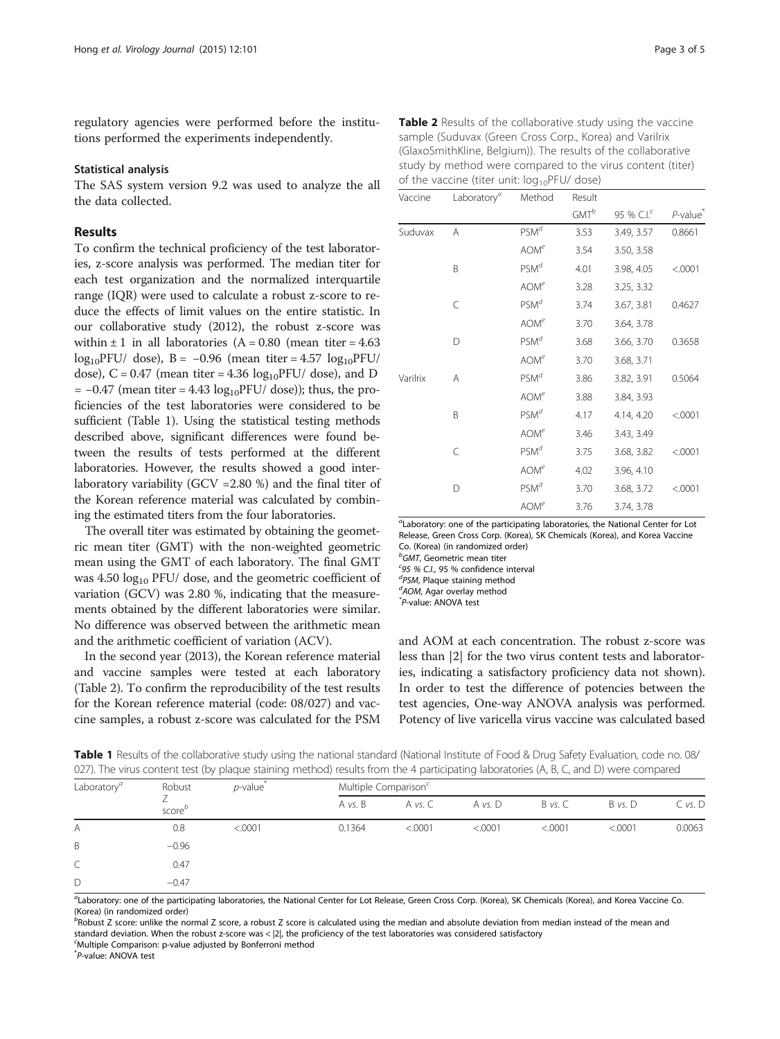regulatory agencies were performed before the institutions performed the experiments independently.

### Statistical analysis

The SAS system version 9.2 was used to analyze the all the data collected.

## Results

To confirm the technical proficiency of the test laboratories, z-score analysis was performed. The median titer for each test organization and the normalized interquartile range (IQR) were used to calculate a robust z-score to reduce the effects of limit values on the entire statistic. In our collaborative study (2012), the robust z-score was within ± 1 in all laboratories (A = 0.80 (mean titer = 4.63 $\log_{10}$PFU/ dose), B = −0.96 (mean titer = 4.57 $\log_{10}$PFU/ dose), C = 0.47 (mean titer = 4.36 $\log_{10}$PFU/ dose), and D = −0.47 (mean titer = 4.43 $\log_{10}$PFU/ dose)); thus, the proficiencies of the test laboratories were considered to be sufficient (Table 1). Using the statistical testing methods described above, significant differences were found between the results of tests performed at the different laboratories. However, the results showed a good inter-laboratory variability (GCV =2.80 %) and the final titer of the Korean reference material was calculated by combining the estimated titers from the four laboratories.

The overall titer was estimated by obtaining the geometric mean titer (GMT) with the non-weighted geometric mean using the GMT of each laboratory. The final GMT was 4.50 $\log_{10}$ PFU/ dose, and the geometric coefficient of variation (GCV) was 2.80 %, indicating that the measurements obtained by the different laboratories were similar. No difference was observed between the arithmetic mean and the arithmetic coefficient of variation (ACV).

In the second year (2013), the Korean reference material and vaccine samples were tested at each laboratory (Table 2). To confirm the reproducibility of the test results for the Korean reference material (code: 08/027) and vaccine samples, a robust z-score was calculated for the PSM and AOM at each concentration. The robust z-score was less than |2| for the two virus content tests and laboratories, indicating a satisfactory proficiency data not shown). In order to test the difference of potencies between the test agencies, One-way ANOVA analysis was performed. Potency of live varicella virus vaccine was calculated based

**Table 2** Results of the collaborative study using the vaccine sample (Suduvax (Green Cross Corp., Korea) and Varilrix (GlaxoSmithKline, Belgium)). The results of the collaborative study by method were compared to the virus content (titer) of the vaccine (titer unit: $\log_{10}$PFU/ dose)

| Vaccine | Laboratory[a] | Method | Result | | |
|---|---|---|---|---|---|
| | | | GMT[b] | 95 % C.I.[c] | *P*-value[*] |
| Suduvax | A | PSM[d] | 3.53 | 3.49, 3.57 | 0.8661 |
| | | AOM[e] | 3.54 | 3.50, 3.58 | |
| | B | PSM[d] | 4.01 | 3.98, 4.05 | <.0001 |
| | | AOM[e] | 3.28 | 3.25, 3.32 | |
| | C | PSM[d] | 3.74 | 3.67, 3.81 | 0.4627 |
| | | AOM[e] | 3.70 | 3.64, 3.78 | |
| | D | PSM[d] | 3.68 | 3.66, 3.70 | 0.3658 |
| | | AOM[e] | 3.70 | 3.68, 3.71 | |
| Varilrix | A | PSM[d] | 3.86 | 3.82, 3.91 | 0.5064 |
| | | AOM[e] | 3.88 | 3.84, 3.93 | |
| | B | PSM[d] | 4.17 | 4.14, 4.20 | <.0001 |
| | | AOM[e] | 3.46 | 3.43, 3.49 | |
| | C | PSM[d] | 3.75 | 3.68, 3.82 | <.0001 |
| | | AOM[e] | 4.02 | 3.96, 4.10 | |
| | D | PSM[d] | 3.70 | 3.68, 3.72 | <.0001 |
| | | AOM[e] | 3.76 | 3.74, 3.78 | |

[a]Laboratory: one of the participating laboratories, the National Center for Lot Release, Green Cross Corp. (Korea), SK Chemicals (Korea), and Korea Vaccine Co. (Korea) (in randomized order)
[b]*GMT*, Geometric mean titer
[c]*95 % C.I.*, 95 % confidence interval
[d]*PSM*, Plaque staining method
[d]*AOM*, Agar overlay method
[*]*P*-value: ANOVA test

**Table 1** Results of the collaborative study using the national standard (National Institute of Food & Drug Safety Evaluation, code no. 08/027). The virus content test (by plaque staining method) results from the 4 participating laboratories (A, B, C, and D) were compared

| Laboratory[a] | Robust Z score[b] | *p*-value[*] | Multiple Comparison[c] | | | | | |
|---|---|---|---|---|---|---|---|---|
| | | | A *vs.* B | A *vs.* C | A *vs.* D | B *vs.* C | B *vs.* D | C *vs.* D |
| A | 0.8 | <.0001 | 0.1364 | <.0001 | <.0001 | <.0001 | <.0001 | 0.0063 |
| B | −0.96 | | | | | | | |
| C | 0.47 | | | | | | | |
| D | −0.47 | | | | | | | |

[a]Laboratory: one of the participating laboratories, the National Center for Lot Release, Green Cross Corp. (Korea), SK Chemicals (Korea), and Korea Vaccine Co. (Korea) (in randomized order)
[b]Robust Z score: unlike the normal Z score, a robust Z score is calculated using the median and absolute deviation from median instead of the mean and standard deviation. When the robust z-score was < |2|, the proficiency of the test laboratories was considered satisfactory
[c]Multiple Comparison: p-value adjusted by Bonferroni method
[*]*P*-value: ANOVA test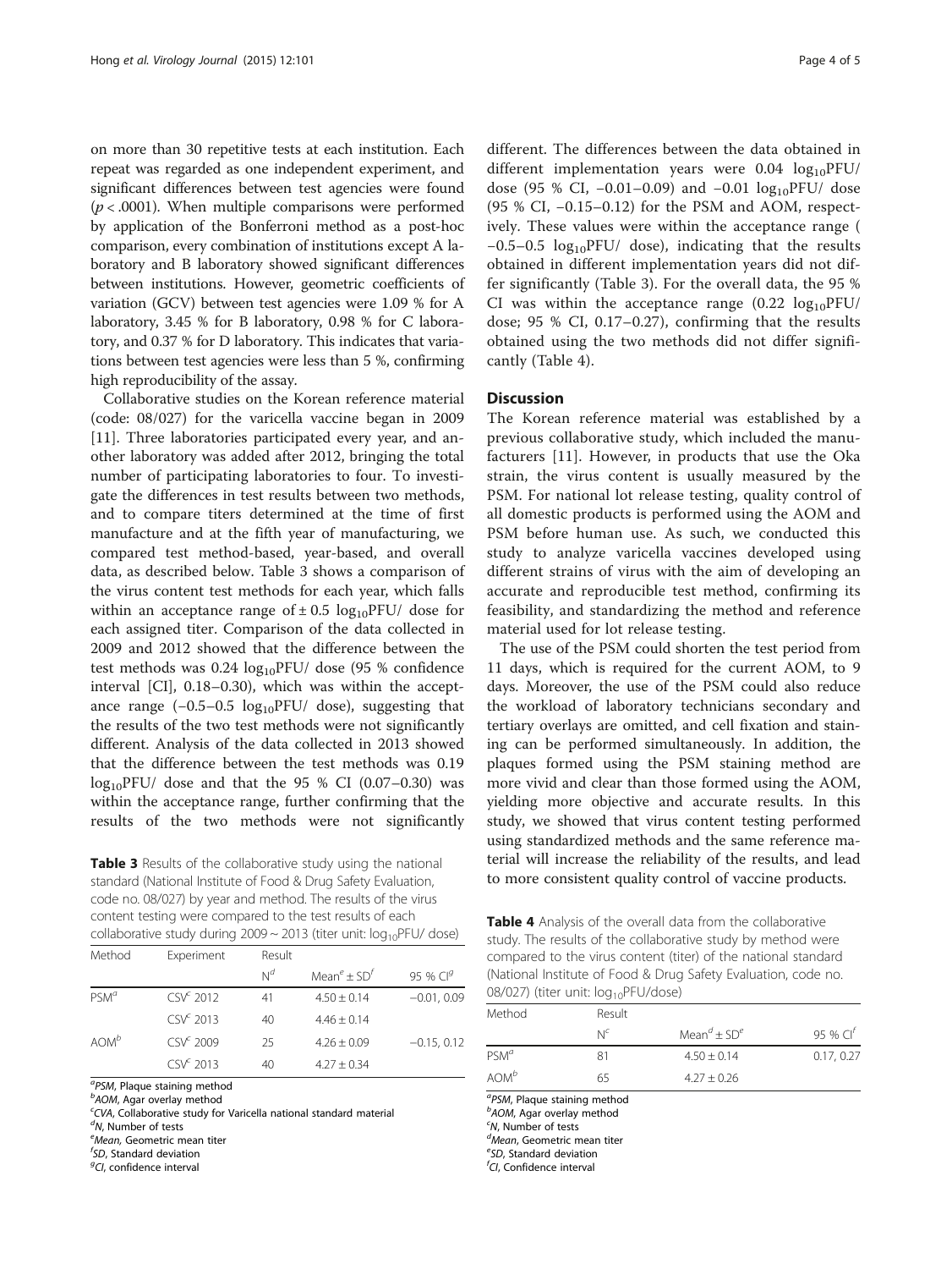on more than 30 repetitive tests at each institution. Each repeat was regarded as one independent experiment, and significant differences between test agencies were found ($p < .0001$). When multiple comparisons were performed by application of the Bonferroni method as a post-hoc comparison, every combination of institutions except A laboratory and B laboratory showed significant differences between institutions. However, geometric coefficients of variation (GCV) between test agencies were 1.09 % for A laboratory, 3.45 % for B laboratory, 0.98 % for C laboratory, and 0.37 % for D laboratory. This indicates that variations between test agencies were less than 5 %, confirming high reproducibility of the assay.

Collaborative studies on the Korean reference material (code: 08/027) for the varicella vaccine began in 2009 [11]. Three laboratories participated every year, and another laboratory was added after 2012, bringing the total number of participating laboratories to four. To investigate the differences in test results between two methods, and to compare titers determined at the time of first manufacture and at the fifth year of manufacturing, we compared test method-based, year-based, and overall data, as described below. Table 3 shows a comparison of the virus content test methods for each year, which falls within an acceptance range of ± 0.5 $\log_{10}$PFU/ dose for each assigned titer. Comparison of the data collected in 2009 and 2012 showed that the difference between the test methods was 0.24 $\log_{10}$PFU/ dose (95 % confidence interval [CI], 0.18–0.30), which was within the acceptance range (−0.5–0.5 $\log_{10}$PFU/ dose), suggesting that the results of the two test methods were not significantly different. Analysis of the data collected in 2013 showed that the difference between the test methods was 0.19 $\log_{10}$PFU/ dose and that the 95 % CI (0.07–0.30) was within the acceptance range, further confirming that the results of the two methods were not significantly different. The differences between the data obtained in different implementation years were 0.04 $\log_{10}$PFU/ dose (95 % CI, −0.01–0.09) and −0.01 $\log_{10}$PFU/ dose (95 % CI, −0.15–0.12) for the PSM and AOM, respectively. These values were within the acceptance range (−0.5–0.5 $\log_{10}$PFU/ dose), indicating that the results obtained in different implementation years did not differ significantly (Table 3). For the overall data, the 95 % CI was within the acceptance range (0.22 $\log_{10}$PFU/ dose; 95 % CI, 0.17–0.27), confirming that the results obtained using the two methods did not differ significantly (Table 4).

**Table 3** Results of the collaborative study using the national standard (National Institute of Food & Drug Safety Evaluation, code no. 08/027) by year and method. The results of the virus content testing were compared to the test results of each collaborative study during 2009 ~ 2013 (titer unit: $\log_{10}$PFU/ dose)

| Method | Experiment | Result | | |
|---|---|---|---|---|
| | | N[d] | Mean[e] ± SD[f] | 95 % CI[g] |
| PSM[a] | CSV[c] 2012 | 41 | 4.50 ± 0.14 | −0.01, 0.09 |
| | CSV[c] 2013 | 40 | 4.46 ± 0.14 | |
| AOM[b] | CSV[c] 2009 | 25 | 4.26 ± 0.09 | −0.15, 0.12 |
| | CSV[c] 2013 | 40 | 4.27 ± 0.34 | |

[a]PSM, Plaque staining method
[b]AOM, Agar overlay method
[c]CVA, Collaborative study for Varicella national standard material
[d]N, Number of tests
[e]Mean, Geometric mean titer
[f]SD, Standard deviation
[g]CI, confidence interval

## Discussion

The Korean reference material was established by a previous collaborative study, which included the manufacturers [11]. However, in products that use the Oka strain, the virus content is usually measured by the PSM. For national lot release testing, quality control of all domestic products is performed using the AOM and PSM before human use. As such, we conducted this study to analyze varicella vaccines developed using different strains of virus with the aim of developing an accurate and reproducible test method, confirming its feasibility, and standardizing the method and reference material used for lot release testing.

The use of the PSM could shorten the test period from 11 days, which is required for the current AOM, to 9 days. Moreover, the use of the PSM could also reduce the workload of laboratory technicians secondary and tertiary overlays are omitted, and cell fixation and staining can be performed simultaneously. In addition, the plaques formed using the PSM staining method are more vivid and clear than those formed using the AOM, yielding more objective and accurate results. In this study, we showed that virus content testing performed using standardized methods and the same reference material will increase the reliability of the results, and lead to more consistent quality control of vaccine products.

**Table 4** Analysis of the overall data from the collaborative study. The results of the collaborative study by method were compared to the virus content (titer) of the national standard (National Institute of Food & Drug Safety Evaluation, code no. 08/027) (titer unit: $\log_{10}$PFU/dose)

| Method | Result | | |
|---|---|---|---|
| | N[c] | Mean[d] ± SD[e] | 95 % CI[f] |
| PSM[a] | 81 | 4.50 ± 0.14 | 0.17, 0.27 |
| AOM[b] | 65 | 4.27 ± 0.26 | |

[a]PSM, Plaque staining method
[b]AOM, Agar overlay method
[c]N, Number of tests
[d]Mean, Geometric mean titer
[e]SD, Standard deviation
[f]CI, Confidence interval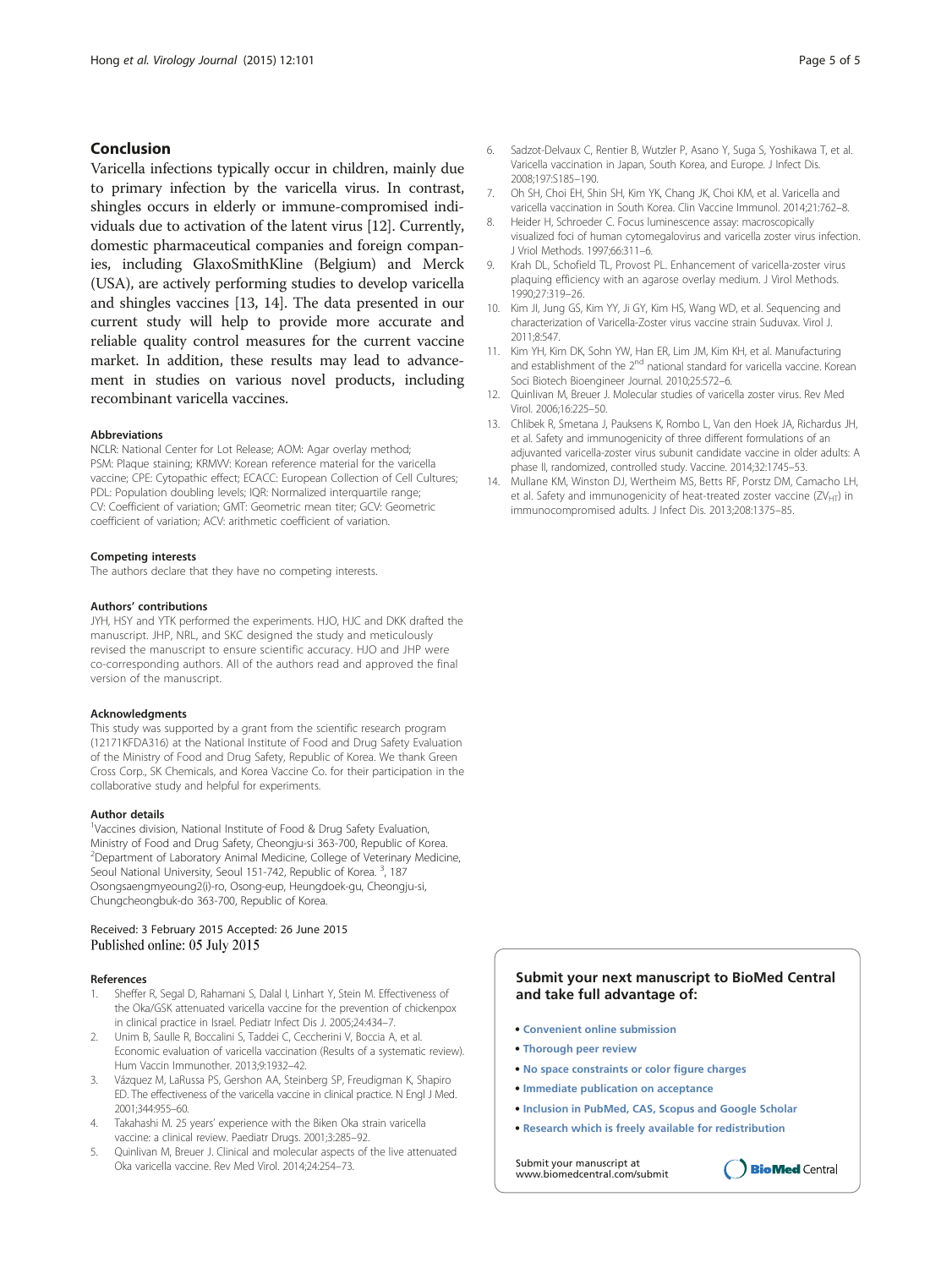## Conclusion

Varicella infections typically occur in children, mainly due to primary infection by the varicella virus. In contrast, shingles occurs in elderly or immune-compromised individuals due to activation of the latent virus [12]. Currently, domestic pharmaceutical companies and foreign companies, including GlaxoSmithKline (Belgium) and Merck (USA), are actively performing studies to develop varicella and shingles vaccines [13, 14]. The data presented in our current study will help to provide more accurate and reliable quality control measures for the current vaccine market. In addition, these results may lead to advancement in studies on various novel products, including recombinant varicella vaccines.

### Abbreviations

NCLR: National Center for Lot Release; AOM: Agar overlay method; PSM: Plaque staining; KRMVV: Korean reference material for the varicella vaccine; CPE: Cytopathic effect; ECACC: European Collection of Cell Cultures; PDL: Population doubling levels; IQR: Normalized interquartile range; CV: Coefficient of variation; GMT: Geometric mean titer; GCV: Geometric coefficient of variation; ACV: arithmetic coefficient of variation.

### Competing interests

The authors declare that they have no competing interests.

### Authors' contributions

JYH, HSY and YTK performed the experiments. HJO, HJC and DKK drafted the manuscript. JHP, NRL, and SKC designed the study and meticulously revised the manuscript to ensure scientific accuracy. HJO and JHP were co-corresponding authors. All of the authors read and approved the final version of the manuscript.

### Acknowledgments

This study was supported by a grant from the scientific research program (12171KFDA316) at the National Institute of Food and Drug Safety Evaluation of the Ministry of Food and Drug Safety, Republic of Korea. We thank Green Cross Corp., SK Chemicals, and Korea Vaccine Co. for their participation in the collaborative study and helpful for experiments.

### Author details

[1]Vaccines division, National Institute of Food & Drug Safety Evaluation, Ministry of Food and Drug Safety, Cheongju-si 363-700, Republic of Korea. [2]Department of Laboratory Animal Medicine, College of Veterinary Medicine, Seoul National University, Seoul 151-742, Republic of Korea. [3], 187 Osongsaengmyeoung2(i)-ro, Osong-eup, Heungdoek-gu, Cheongju-si, Chungcheongbuk-do 363-700, Republic of Korea.

Received: 3 February 2015 Accepted: 26 June 2015
Published online: 05 July 2015

### References

1. Sheffer R, Segal D, Rahamani S, Dalal I, Linhart Y, Stein M. Effectiveness of the Oka/GSK attenuated varicella vaccine for the prevention of chickenpox in clinical practice in Israel. Pediatr Infect Dis J. 2005;24:434–7.
2. Unim B, Saulle R, Boccalini S, Taddei C, Ceccherini V, Boccia A, et al. Economic evaluation of varicella vaccination (Results of a systematic review). Hum Vaccin Immunother. 2013;9:1932–42.
3. Vázquez M, LaRussa PS, Gershon AA, Steinberg SP, Freudigman K, Shapiro ED. The effectiveness of the varicella vaccine in clinical practice. N Engl J Med. 2001;344:955–60.
4. Takahashi M. 25 years' experience with the Biken Oka strain varicella vaccine: a clinical review. Paediatr Drugs. 2001;3:285–92.
5. Quinlivan M, Breuer J. Clinical and molecular aspects of the live attenuated Oka varicella vaccine. Rev Med Virol. 2014;24:254–73.
6. Sadzot-Delvaux C, Rentier B, Wutzler P, Asano Y, Suga S, Yoshikawa T, et al. Varicella vaccination in Japan, South Korea, and Europe. J Infect Dis. 2008;197:S185–190.
7. Oh SH, Choi EH, Shin SH, Kim YK, Chang JK, Choi KM, et al. Varicella and varicella vaccination in South Korea. Clin Vaccine Immunol. 2014;21:762–8.
8. Heider H, Schroeder C. Focus luminescence assay: macroscopically visualized foci of human cytomegalovirus and varicella zoster virus infection. J Vriol Methods. 1997;66:311–6.
9. Krah DL, Schofield TL, Provost PL. Enhancement of varicella-zoster virus plaquing efficiency with an agarose overlay medium. J Virol Methods. 1990;27:319–26.
10. Kim JI, Jung GS, Kim YY, Ji GY, Kim HS, Wang WD, et al. Sequencing and characterization of Varicella-Zoster virus vaccine strain Suduvax. Virol J. 2011;8:547.
11. Kim YH, Kim DK, Sohn YW, Han ER, Lim JM, Kim KH, et al. Manufacturing and establishment of the 2nd national standard for varicella vaccine. Korean Soci Biotech Bioengineer Journal. 2010;25:572–6.
12. Quinlivan M, Breuer J. Molecular studies of varicella zoster virus. Rev Med Virol. 2006;16:225–50.
13. Chlibek R, Smetana J, Pauksens K, Rombo L, Van den Hoek JA, Richardus JH, et al. Safety and immunogenicity of three different formulations of an adjuvanted varicella-zoster virus subunit candidate vaccine in older adults: A phase II, randomized, controlled study. Vaccine. 2014;32:1745–53.
14. Mullane KM, Winston DJ, Wertheim MS, Betts RF, Porstz DM, Camacho LH, et al. Safety and immunogenicity of heat-treated zoster vaccine ($ZV_{HT}$) in immunocompromised adults. J Infect Dis. 2013;208:1375–85.

**Submit your next manuscript to BioMed Central and take full advantage of:**

- Convenient online submission
- Thorough peer review
- No space constraints or color figure charges
- Immediate publication on acceptance
- Inclusion in PubMed, CAS, Scopus and Google Scholar
- Research which is freely available for redistribution

Submit your manuscript at
www.biomedcentral.com/submit